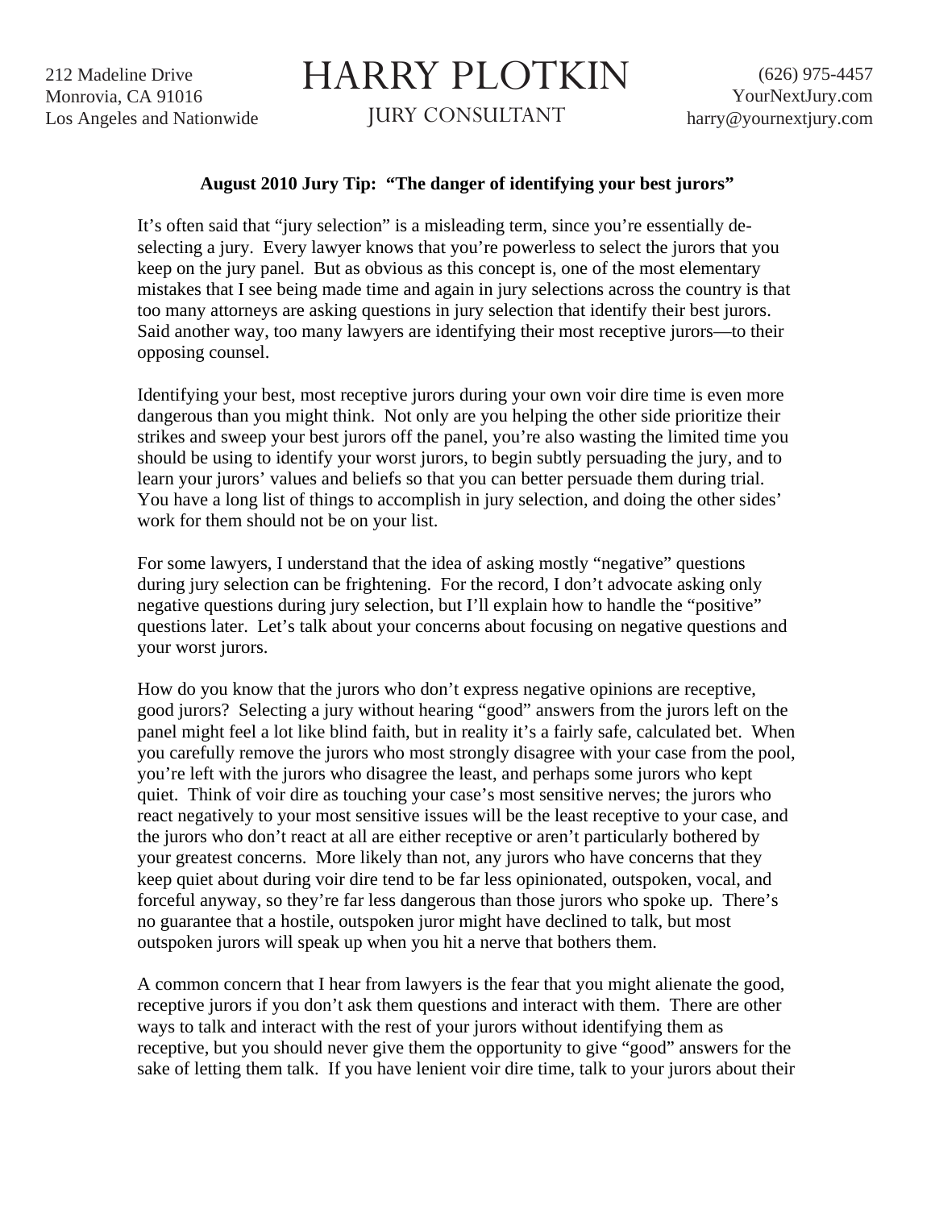212 Madeline Drive
Monrovia, CA 91016
Los Angeles and Nationwide

# HARRY PLOTKIN

JURY CONSULTANT

(626) 975-4457
YourNextJury.com
harry@yournextjury.com

**August 2010 Jury Tip: "The danger of identifying your best jurors"**

It's often said that "jury selection" is a misleading term, since you're essentially de-selecting a jury. Every lawyer knows that you're powerless to select the jurors that you keep on the jury panel. But as obvious as this concept is, one of the most elementary mistakes that I see being made time and again in jury selections across the country is that too many attorneys are asking questions in jury selection that identify their best jurors. Said another way, too many lawyers are identifying their most receptive jurors—to their opposing counsel.

Identifying your best, most receptive jurors during your own voir dire time is even more dangerous than you might think. Not only are you helping the other side prioritize their strikes and sweep your best jurors off the panel, you're also wasting the limited time you should be using to identify your worst jurors, to begin subtly persuading the jury, and to learn your jurors' values and beliefs so that you can better persuade them during trial. You have a long list of things to accomplish in jury selection, and doing the other sides' work for them should not be on your list.

For some lawyers, I understand that the idea of asking mostly "negative" questions during jury selection can be frightening. For the record, I don't advocate asking only negative questions during jury selection, but I'll explain how to handle the "positive" questions later. Let's talk about your concerns about focusing on negative questions and your worst jurors.

How do you know that the jurors who don't express negative opinions are receptive, good jurors? Selecting a jury without hearing "good" answers from the jurors left on the panel might feel a lot like blind faith, but in reality it's a fairly safe, calculated bet. When you carefully remove the jurors who most strongly disagree with your case from the pool, you're left with the jurors who disagree the least, and perhaps some jurors who kept quiet. Think of voir dire as touching your case's most sensitive nerves; the jurors who react negatively to your most sensitive issues will be the least receptive to your case, and the jurors who don't react at all are either receptive or aren't particularly bothered by your greatest concerns. More likely than not, any jurors who have concerns that they keep quiet about during voir dire tend to be far less opinionated, outspoken, vocal, and forceful anyway, so they're far less dangerous than those jurors who spoke up. There's no guarantee that a hostile, outspoken juror might have declined to talk, but most outspoken jurors will speak up when you hit a nerve that bothers them.

A common concern that I hear from lawyers is the fear that you might alienate the good, receptive jurors if you don't ask them questions and interact with them. There are other ways to talk and interact with the rest of your jurors without identifying them as receptive, but you should never give them the opportunity to give "good" answers for the sake of letting them talk. If you have lenient voir dire time, talk to your jurors about their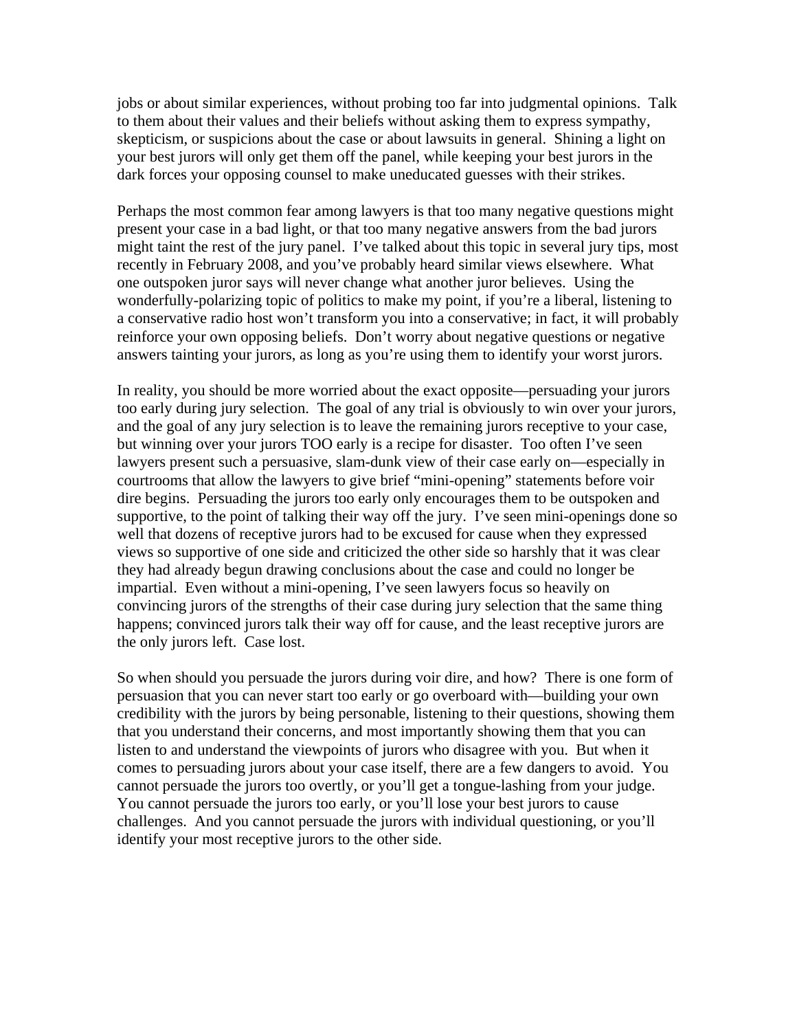jobs or about similar experiences, without probing too far into judgmental opinions. Talk to them about their values and their beliefs without asking them to express sympathy, skepticism, or suspicions about the case or about lawsuits in general. Shining a light on your best jurors will only get them off the panel, while keeping your best jurors in the dark forces your opposing counsel to make uneducated guesses with their strikes.

Perhaps the most common fear among lawyers is that too many negative questions might present your case in a bad light, or that too many negative answers from the bad jurors might taint the rest of the jury panel. I've talked about this topic in several jury tips, most recently in February 2008, and you've probably heard similar views elsewhere. What one outspoken juror says will never change what another juror believes. Using the wonderfully-polarizing topic of politics to make my point, if you're a liberal, listening to a conservative radio host won't transform you into a conservative; in fact, it will probably reinforce your own opposing beliefs. Don't worry about negative questions or negative answers tainting your jurors, as long as you're using them to identify your worst jurors.

In reality, you should be more worried about the exact opposite—persuading your jurors too early during jury selection. The goal of any trial is obviously to win over your jurors, and the goal of any jury selection is to leave the remaining jurors receptive to your case, but winning over your jurors TOO early is a recipe for disaster. Too often I've seen lawyers present such a persuasive, slam-dunk view of their case early on—especially in courtrooms that allow the lawyers to give brief "mini-opening" statements before voir dire begins. Persuading the jurors too early only encourages them to be outspoken and supportive, to the point of talking their way off the jury. I've seen mini-openings done so well that dozens of receptive jurors had to be excused for cause when they expressed views so supportive of one side and criticized the other side so harshly that it was clear they had already begun drawing conclusions about the case and could no longer be impartial. Even without a mini-opening, I've seen lawyers focus so heavily on convincing jurors of the strengths of their case during jury selection that the same thing happens; convinced jurors talk their way off for cause, and the least receptive jurors are the only jurors left. Case lost.

So when should you persuade the jurors during voir dire, and how? There is one form of persuasion that you can never start too early or go overboard with—building your own credibility with the jurors by being personable, listening to their questions, showing them that you understand their concerns, and most importantly showing them that you can listen to and understand the viewpoints of jurors who disagree with you. But when it comes to persuading jurors about your case itself, there are a few dangers to avoid. You cannot persuade the jurors too overtly, or you'll get a tongue-lashing from your judge. You cannot persuade the jurors too early, or you'll lose your best jurors to cause challenges. And you cannot persuade the jurors with individual questioning, or you'll identify your most receptive jurors to the other side.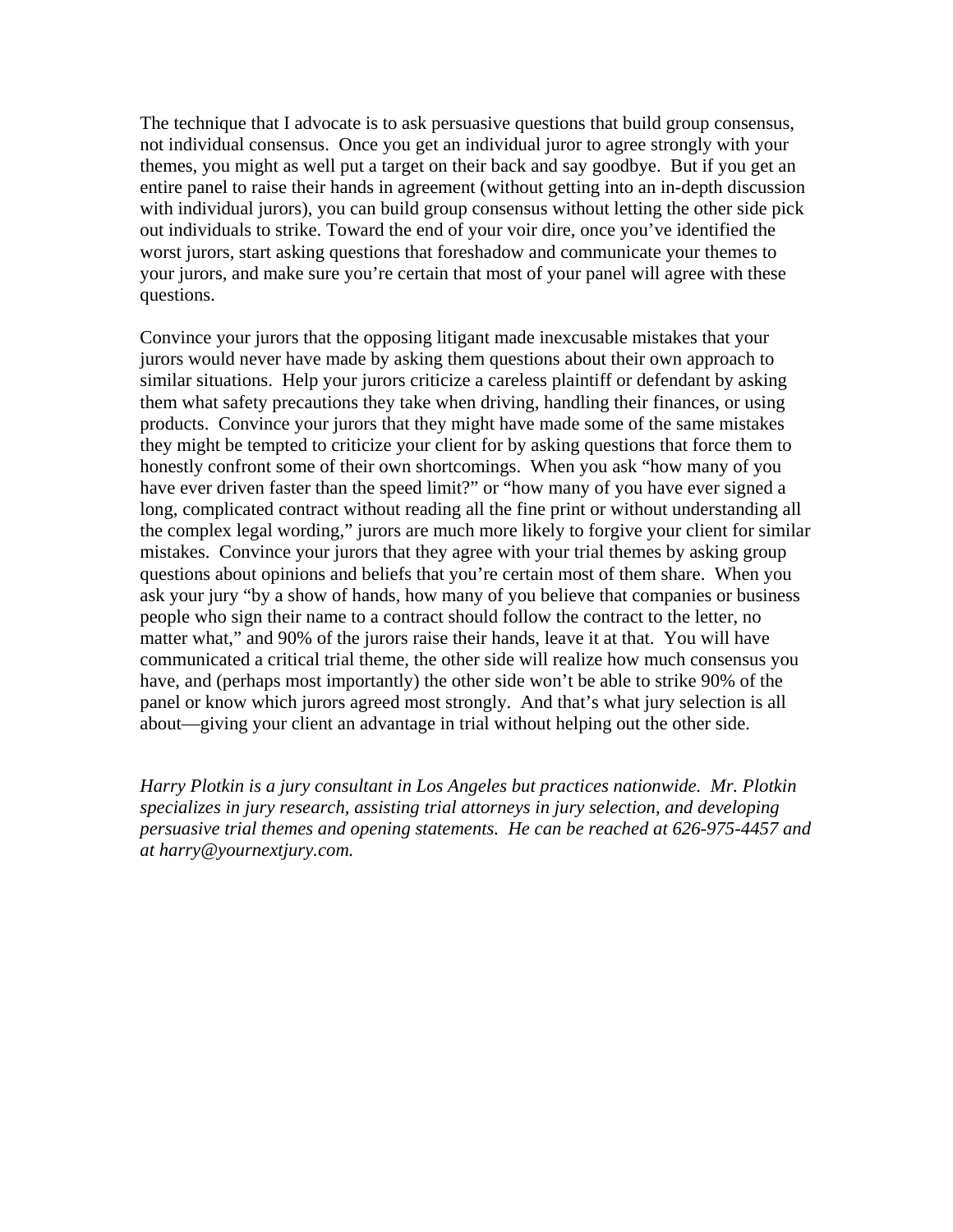The technique that I advocate is to ask persuasive questions that build group consensus, not individual consensus. Once you get an individual juror to agree strongly with your themes, you might as well put a target on their back and say goodbye. But if you get an entire panel to raise their hands in agreement (without getting into an in-depth discussion with individual jurors), you can build group consensus without letting the other side pick out individuals to strike. Toward the end of your voir dire, once you've identified the worst jurors, start asking questions that foreshadow and communicate your themes to your jurors, and make sure you're certain that most of your panel will agree with these questions.

Convince your jurors that the opposing litigant made inexcusable mistakes that your jurors would never have made by asking them questions about their own approach to similar situations. Help your jurors criticize a careless plaintiff or defendant by asking them what safety precautions they take when driving, handling their finances, or using products. Convince your jurors that they might have made some of the same mistakes they might be tempted to criticize your client for by asking questions that force them to honestly confront some of their own shortcomings. When you ask "how many of you have ever driven faster than the speed limit?" or "how many of you have ever signed a long, complicated contract without reading all the fine print or without understanding all the complex legal wording," jurors are much more likely to forgive your client for similar mistakes. Convince your jurors that they agree with your trial themes by asking group questions about opinions and beliefs that you're certain most of them share. When you ask your jury "by a show of hands, how many of you believe that companies or business people who sign their name to a contract should follow the contract to the letter, no matter what," and 90% of the jurors raise their hands, leave it at that. You will have communicated a critical trial theme, the other side will realize how much consensus you have, and (perhaps most importantly) the other side won't be able to strike 90% of the panel or know which jurors agreed most strongly. And that's what jury selection is all about—giving your client an advantage in trial without helping out the other side.

*Harry Plotkin is a jury consultant in Los Angeles but practices nationwide. Mr. Plotkin specializes in jury research, assisting trial attorneys in jury selection, and developing persuasive trial themes and opening statements. He can be reached at 626-975-4457 and at harry@yournextjury.com.*